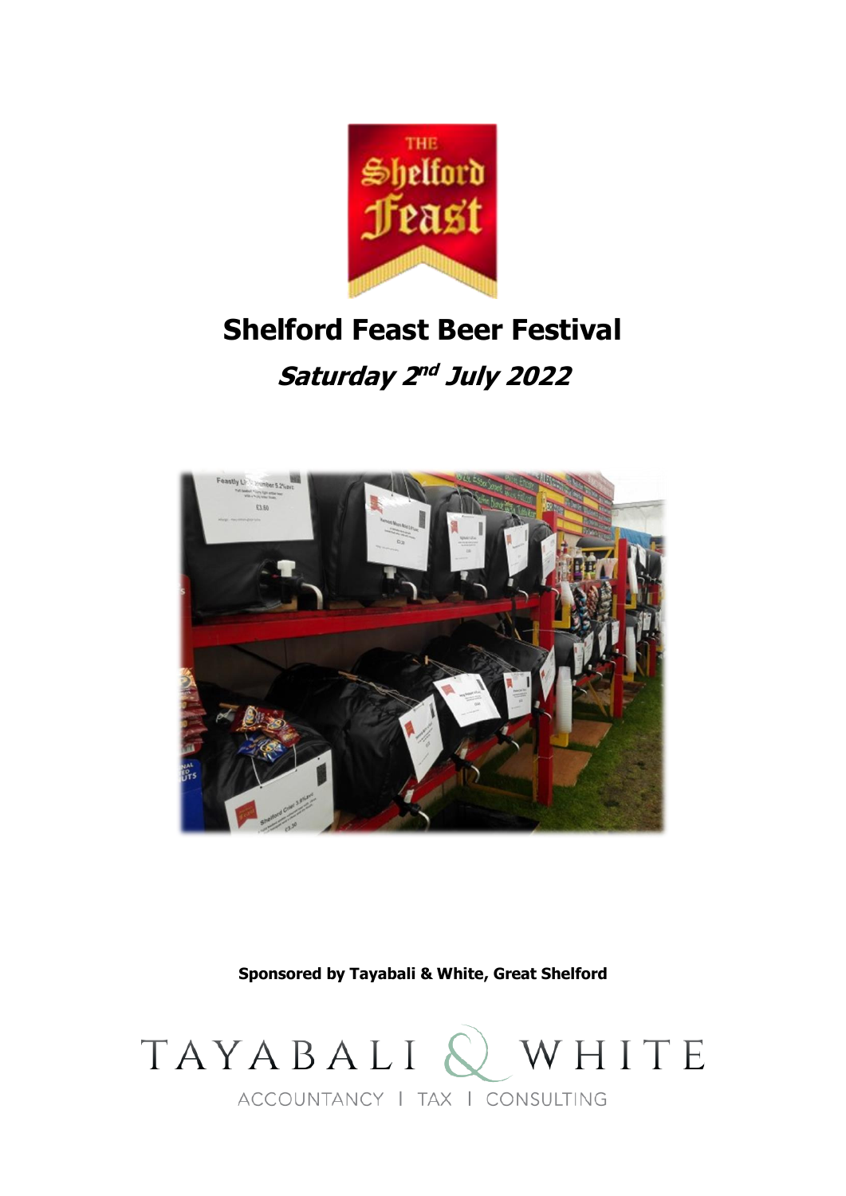# Shelford Feast Beer Festival

***Saturday 2nd July 2022***

**Sponsored by Tayabali & White, Great Shelford**

TAYABALI & WHITE

ACCOUNTANCY | TAX | CONSULTING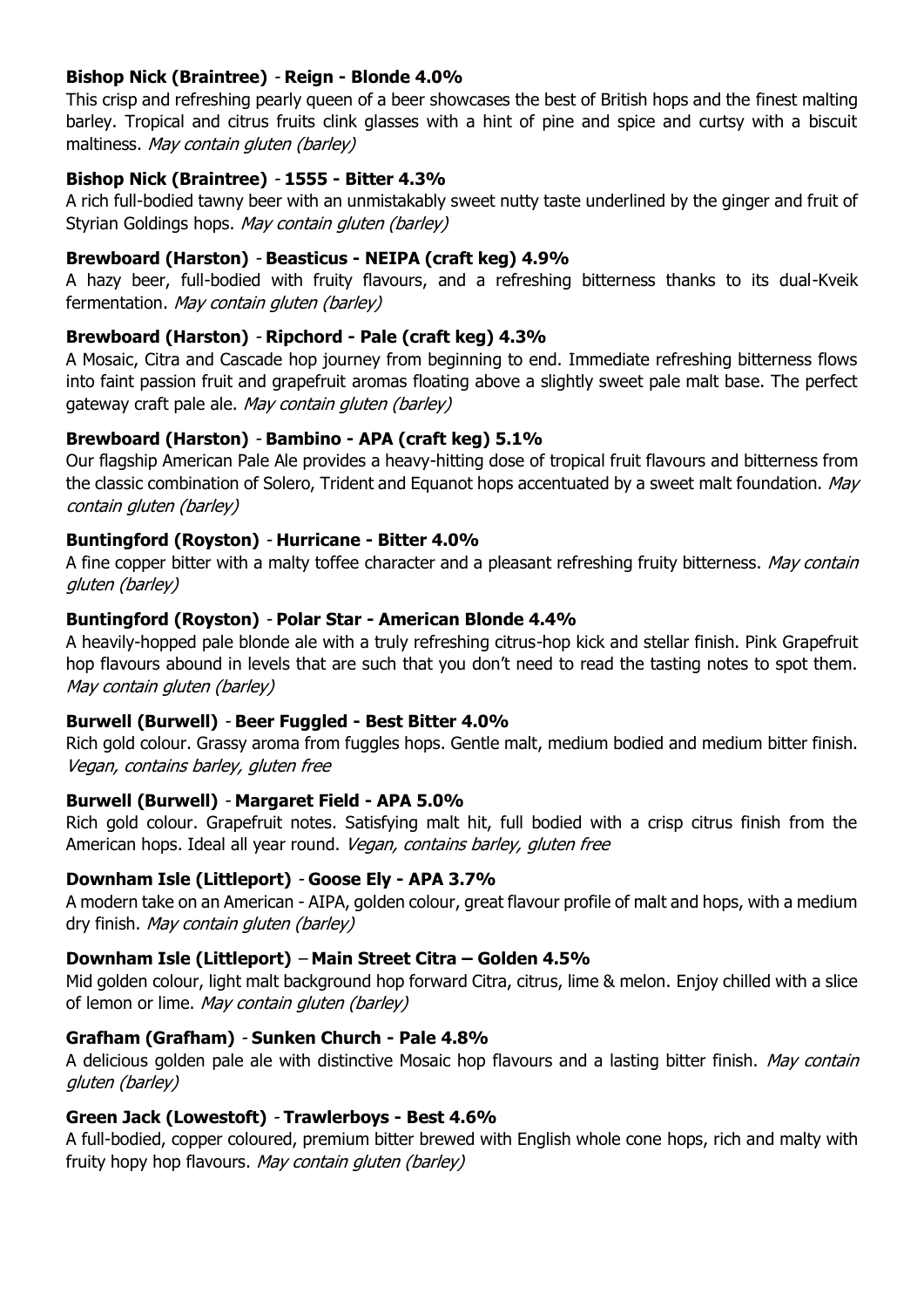**Bishop Nick (Braintree)** - **Reign - Blonde 4.0%**

This crisp and refreshing pearly queen of a beer showcases the best of British hops and the finest malting barley. Tropical and citrus fruits clink glasses with a hint of pine and spice and curtsy with a biscuit maltiness. *May contain gluten (barley)*

**Bishop Nick (Braintree)** - **1555 - Bitter 4.3%**

A rich full-bodied tawny beer with an unmistakably sweet nutty taste underlined by the ginger and fruit of Styrian Goldings hops. *May contain gluten (barley)*

**Brewboard (Harston)** - **Beasticus - NEIPA (craft keg) 4.9%**

A hazy beer, full-bodied with fruity flavours, and a refreshing bitterness thanks to its dual-Kveik fermentation. *May contain gluten (barley)*

**Brewboard (Harston)** - **Ripchord - Pale (craft keg) 4.3%**

A Mosaic, Citra and Cascade hop journey from beginning to end. Immediate refreshing bitterness flows into faint passion fruit and grapefruit aromas floating above a slightly sweet pale malt base. The perfect gateway craft pale ale. *May contain gluten (barley)*

**Brewboard (Harston)** - **Bambino - APA (craft keg) 5.1%**

Our flagship American Pale Ale provides a heavy-hitting dose of tropical fruit flavours and bitterness from the classic combination of Solero, Trident and Equanot hops accentuated by a sweet malt foundation. *May contain gluten (barley)*

**Buntingford (Royston)** - **Hurricane - Bitter 4.0%**

A fine copper bitter with a malty toffee character and a pleasant refreshing fruity bitterness. *May contain gluten (barley)*

**Buntingford (Royston)** - **Polar Star - American Blonde 4.4%**

A heavily-hopped pale blonde ale with a truly refreshing citrus-hop kick and stellar finish. Pink Grapefruit hop flavours abound in levels that are such that you don't need to read the tasting notes to spot them. *May contain gluten (barley)*

**Burwell (Burwell)** - **Beer Fuggled - Best Bitter 4.0%**

Rich gold colour. Grassy aroma from fuggles hops. Gentle malt, medium bodied and medium bitter finish. *Vegan, contains barley, gluten free*

**Burwell (Burwell)** - **Margaret Field - APA 5.0%**

Rich gold colour. Grapefruit notes. Satisfying malt hit, full bodied with a crisp citrus finish from the American hops. Ideal all year round. *Vegan, contains barley, gluten free*

**Downham Isle (Littleport)** - **Goose Ely - APA 3.7%**

A modern take on an American - AIPA, golden colour, great flavour profile of malt and hops, with a medium dry finish. *May contain gluten (barley)*

**Downham Isle (Littleport)** – **Main Street Citra – Golden 4.5%**

Mid golden colour, light malt background hop forward Citra, citrus, lime & melon. Enjoy chilled with a slice of lemon or lime. *May contain gluten (barley)*

**Grafham (Grafham)** - **Sunken Church - Pale 4.8%**

A delicious golden pale ale with distinctive Mosaic hop flavours and a lasting bitter finish. *May contain gluten (barley)*

**Green Jack (Lowestoft)** - **Trawlerboys - Best 4.6%**

A full-bodied, copper coloured, premium bitter brewed with English whole cone hops, rich and malty with fruity hopy hop flavours. *May contain gluten (barley)*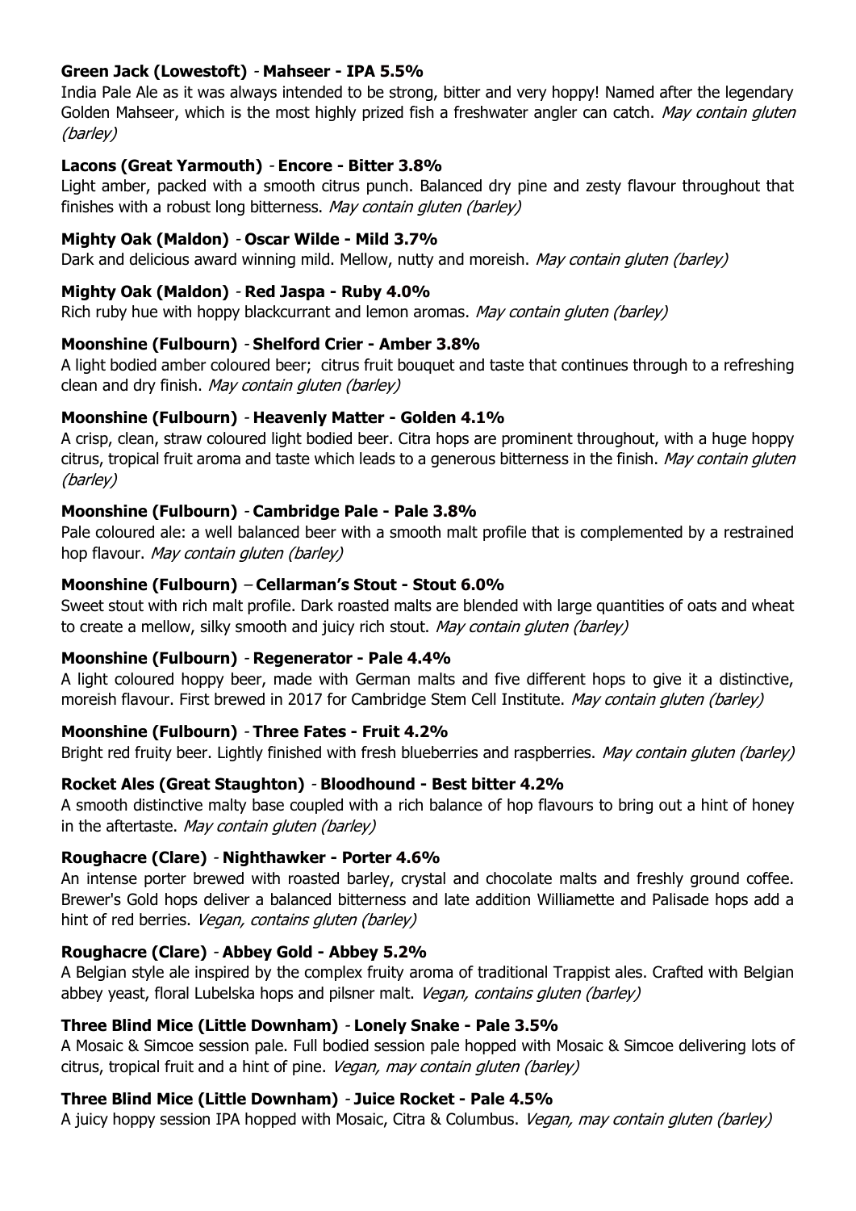**Green Jack (Lowestoft)** - **Mahseer - IPA 5.5%**

India Pale Ale as it was always intended to be strong, bitter and very hoppy! Named after the legendary Golden Mahseer, which is the most highly prized fish a freshwater angler can catch. *May contain gluten (barley)*

**Lacons (Great Yarmouth)** - **Encore - Bitter 3.8%**

Light amber, packed with a smooth citrus punch. Balanced dry pine and zesty flavour throughout that finishes with a robust long bitterness. *May contain gluten (barley)*

**Mighty Oak (Maldon)** - **Oscar Wilde - Mild 3.7%**

Dark and delicious award winning mild. Mellow, nutty and moreish. *May contain gluten (barley)*

**Mighty Oak (Maldon)** - **Red Jaspa - Ruby 4.0%**

Rich ruby hue with hoppy blackcurrant and lemon aromas. *May contain gluten (barley)*

**Moonshine (Fulbourn)** - **Shelford Crier - Amber 3.8%**

A light bodied amber coloured beer; citrus fruit bouquet and taste that continues through to a refreshing clean and dry finish. *May contain gluten (barley)*

**Moonshine (Fulbourn)** - **Heavenly Matter - Golden 4.1%**

A crisp, clean, straw coloured light bodied beer. Citra hops are prominent throughout, with a huge hoppy citrus, tropical fruit aroma and taste which leads to a generous bitterness in the finish. *May contain gluten (barley)*

**Moonshine (Fulbourn)** - **Cambridge Pale - Pale 3.8%**

Pale coloured ale: a well balanced beer with a smooth malt profile that is complemented by a restrained hop flavour. *May contain gluten (barley)*

**Moonshine (Fulbourn)** – **Cellarman's Stout - Stout 6.0%**

Sweet stout with rich malt profile. Dark roasted malts are blended with large quantities of oats and wheat to create a mellow, silky smooth and juicy rich stout. *May contain gluten (barley)*

**Moonshine (Fulbourn)** - **Regenerator - Pale 4.4%**

A light coloured hoppy beer, made with German malts and five different hops to give it a distinctive, moreish flavour. First brewed in 2017 for Cambridge Stem Cell Institute. *May contain gluten (barley)*

**Moonshine (Fulbourn)** - **Three Fates - Fruit 4.2%**

Bright red fruity beer. Lightly finished with fresh blueberries and raspberries. *May contain gluten (barley)*

**Rocket Ales (Great Staughton)** - **Bloodhound - Best bitter 4.2%**

A smooth distinctive malty base coupled with a rich balance of hop flavours to bring out a hint of honey in the aftertaste. *May contain gluten (barley)*

**Roughacre (Clare)** - **Nighthawker - Porter 4.6%**

An intense porter brewed with roasted barley, crystal and chocolate malts and freshly ground coffee. Brewer's Gold hops deliver a balanced bitterness and late addition Williamette and Palisade hops add a hint of red berries. *Vegan, contains gluten (barley)*

**Roughacre (Clare)** - **Abbey Gold - Abbey 5.2%**

A Belgian style ale inspired by the complex fruity aroma of traditional Trappist ales. Crafted with Belgian abbey yeast, floral Lubelska hops and pilsner malt. *Vegan, contains gluten (barley)*

**Three Blind Mice (Little Downham)** - **Lonely Snake - Pale 3.5%**

A Mosaic & Simcoe session pale. Full bodied session pale hopped with Mosaic & Simcoe delivering lots of citrus, tropical fruit and a hint of pine. *Vegan, may contain gluten (barley)*

**Three Blind Mice (Little Downham)** - **Juice Rocket - Pale 4.5%**

A juicy hoppy session IPA hopped with Mosaic, Citra & Columbus. *Vegan, may contain gluten (barley)*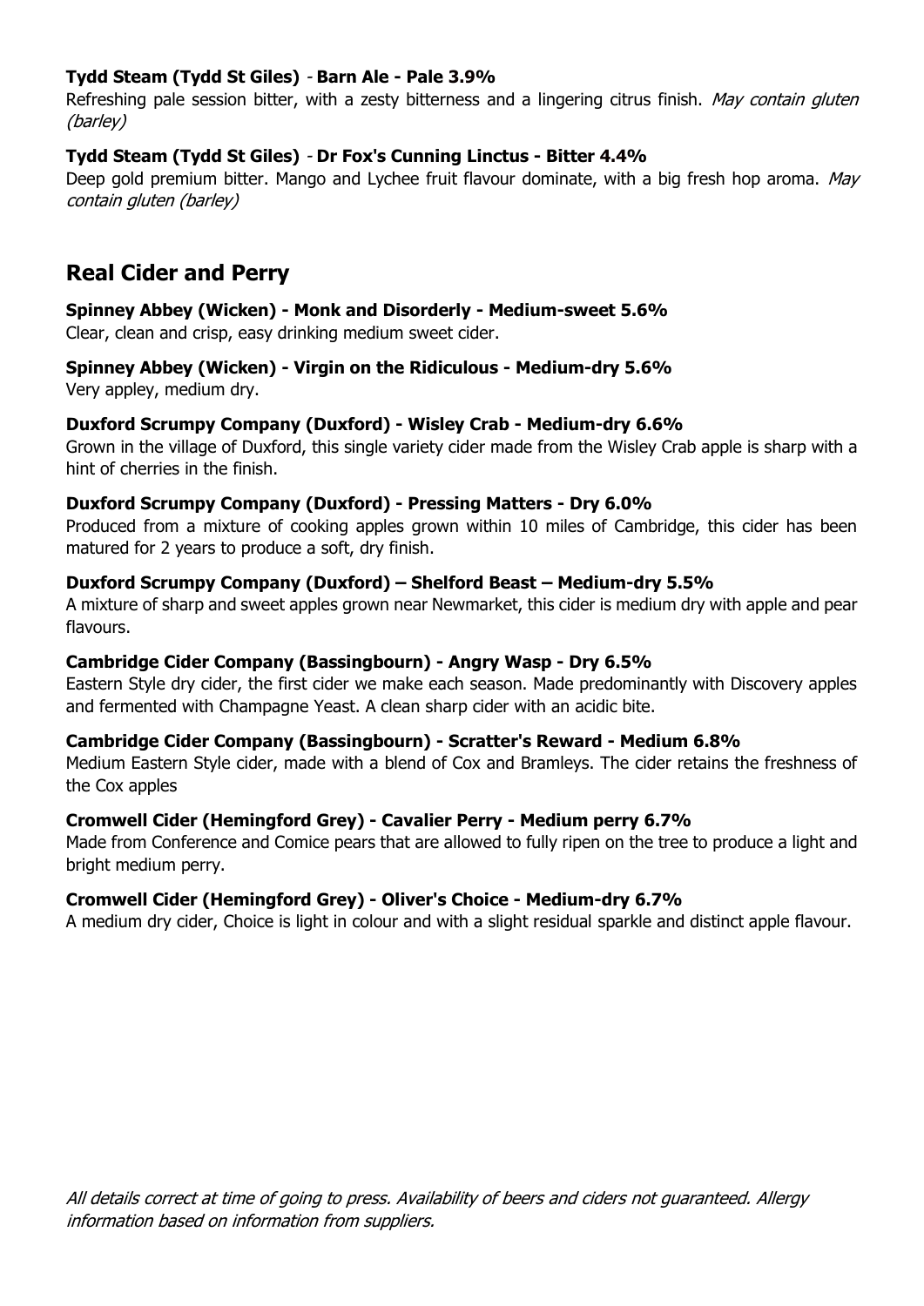**Tydd Steam (Tydd St Giles)** - **Barn Ale - Pale 3.9%**

Refreshing pale session bitter, with a zesty bitterness and a lingering citrus finish. *May contain gluten (barley)*

**Tydd Steam (Tydd St Giles)** - **Dr Fox's Cunning Linctus - Bitter 4.4%**

Deep gold premium bitter. Mango and Lychee fruit flavour dominate, with a big fresh hop aroma. *May contain gluten (barley)*

## Real Cider and Perry

**Spinney Abbey (Wicken) - Monk and Disorderly - Medium-sweet 5.6%**

Clear, clean and crisp, easy drinking medium sweet cider.

**Spinney Abbey (Wicken) - Virgin on the Ridiculous - Medium-dry 5.6%**

Very appley, medium dry.

**Duxford Scrumpy Company (Duxford) - Wisley Crab - Medium-dry 6.6%**

Grown in the village of Duxford, this single variety cider made from the Wisley Crab apple is sharp with a hint of cherries in the finish.

**Duxford Scrumpy Company (Duxford) - Pressing Matters - Dry 6.0%**

Produced from a mixture of cooking apples grown within 10 miles of Cambridge, this cider has been matured for 2 years to produce a soft, dry finish.

**Duxford Scrumpy Company (Duxford) – Shelford Beast – Medium-dry 5.5%**

A mixture of sharp and sweet apples grown near Newmarket, this cider is medium dry with apple and pear flavours.

**Cambridge Cider Company (Bassingbourn) - Angry Wasp - Dry 6.5%**

Eastern Style dry cider, the first cider we make each season. Made predominantly with Discovery apples and fermented with Champagne Yeast. A clean sharp cider with an acidic bite.

**Cambridge Cider Company (Bassingbourn) - Scratter's Reward - Medium 6.8%**

Medium Eastern Style cider, made with a blend of Cox and Bramleys. The cider retains the freshness of the Cox apples

**Cromwell Cider (Hemingford Grey) - Cavalier Perry - Medium perry 6.7%**

Made from Conference and Comice pears that are allowed to fully ripen on the tree to produce a light and bright medium perry.

**Cromwell Cider (Hemingford Grey) - Oliver's Choice - Medium-dry 6.7%**

A medium dry cider, Choice is light in colour and with a slight residual sparkle and distinct apple flavour.

*All details correct at time of going to press. Availability of beers and ciders not guaranteed. Allergy information based on information from suppliers.*